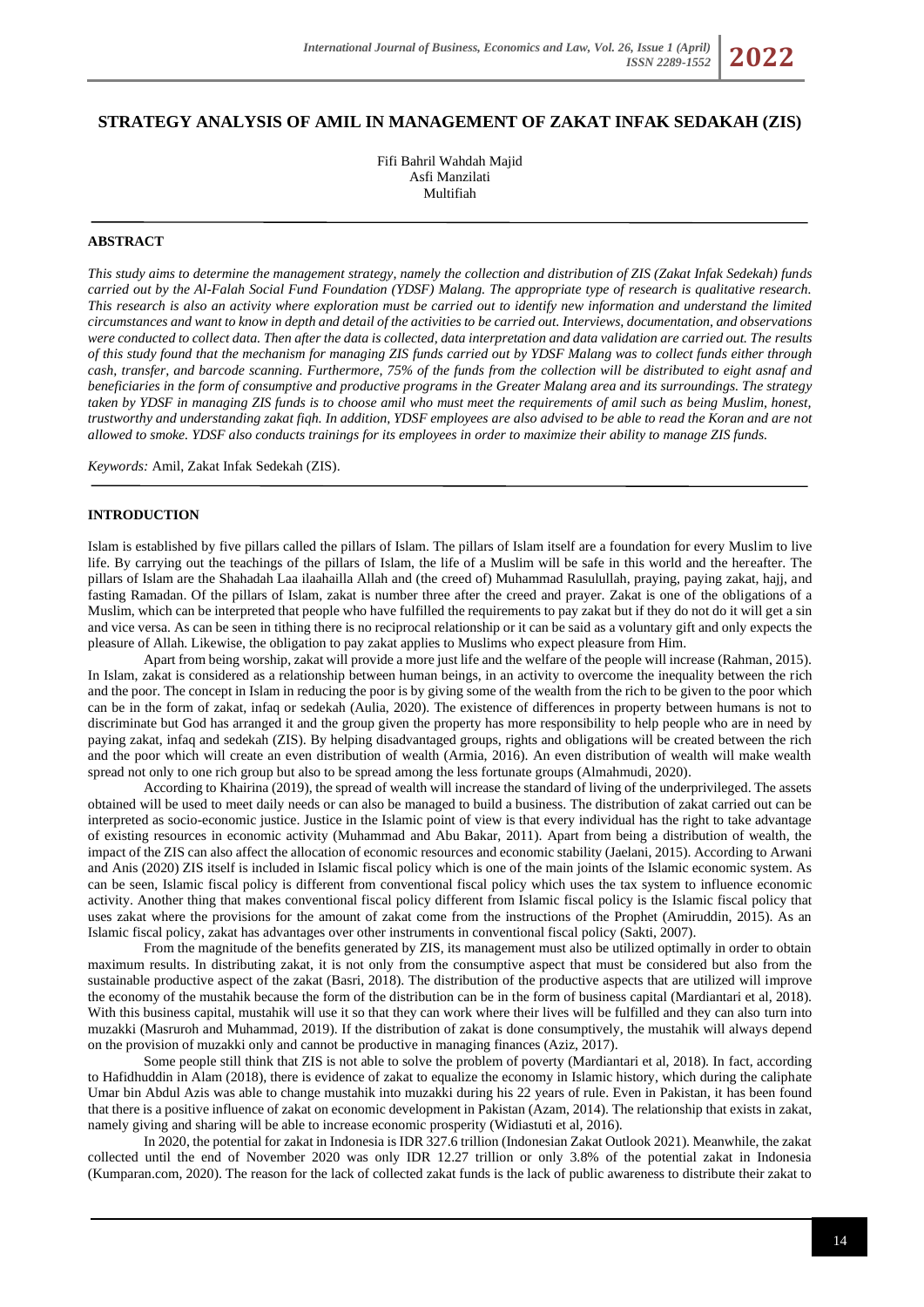# STRATEGY ANALYSIS OF AMIL IN MANAGEMENT OF ZAKAT INFAK SEDAKAH (ZIS)

Fifi Bahril Wahdah Majid
Asfi Manzilati
Multifiah

## ABSTRACT

*This study aims to determine the management strategy, namely the collection and distribution of ZIS (Zakat Infak Sedekah) funds carried out by the Al-Falah Social Fund Foundation (YDSF) Malang. The appropriate type of research is qualitative research. This research is also an activity where exploration must be carried out to identify new information and understand the limited circumstances and want to know in depth and detail of the activities to be carried out. Interviews, documentation, and observations were conducted to collect data. Then after the data is collected, data interpretation and data validation are carried out. The results of this study found that the mechanism for managing ZIS funds carried out by YDSF Malang was to collect funds either through cash, transfer, and barcode scanning. Furthermore, 75% of the funds from the collection will be distributed to eight asnaf and beneficiaries in the form of consumptive and productive programs in the Greater Malang area and its surroundings. The strategy taken by YDSF in managing ZIS funds is to choose amil who must meet the requirements of amil such as being Muslim, honest, trustworthy and understanding zakat fiqh. In addition, YDSF employees are also advised to be able to read the Koran and are not allowed to smoke. YDSF also conducts trainings for its employees in order to maximize their ability to manage ZIS funds.*

*Keywords:* Amil, Zakat Infak Sedekah (ZIS).

## INTRODUCTION

Islam is established by five pillars called the pillars of Islam. The pillars of Islam itself are a foundation for every Muslim to live life. By carrying out the teachings of the pillars of Islam, the life of a Muslim will be safe in this world and the hereafter. The pillars of Islam are the Shahadah Laa ilaahailla Allah and (the creed of) Muhammad Rasulullah, praying, paying zakat, hajj, and fasting Ramadan. Of the pillars of Islam, zakat is number three after the creed and prayer. Zakat is one of the obligations of a Muslim, which can be interpreted that people who have fulfilled the requirements to pay zakat but if they do not do it will get a sin and vice versa. As can be seen in tithing there is no reciprocal relationship or it can be said as a voluntary gift and only expects the pleasure of Allah. Likewise, the obligation to pay zakat applies to Muslims who expect pleasure from Him.

Apart from being worship, zakat will provide a more just life and the welfare of the people will increase (Rahman, 2015). In Islam, zakat is considered as a relationship between human beings, in an activity to overcome the inequality between the rich and the poor. The concept in Islam in reducing the poor is by giving some of the wealth from the rich to be given to the poor which can be in the form of zakat, infaq or sedekah (Aulia, 2020). The existence of differences in property between humans is not to discriminate but God has arranged it and the group given the property has more responsibility to help people who are in need by paying zakat, infaq and sedekah (ZIS). By helping disadvantaged groups, rights and obligations will be created between the rich and the poor which will create an even distribution of wealth (Armia, 2016). An even distribution of wealth will make wealth spread not only to one rich group but also to be spread among the less fortunate groups (Almahmudi, 2020).

According to Khairina (2019), the spread of wealth will increase the standard of living of the underprivileged. The assets obtained will be used to meet daily needs or can also be managed to build a business. The distribution of zakat carried out can be interpreted as socio-economic justice. Justice in the Islamic point of view is that every individual has the right to take advantage of existing resources in economic activity (Muhammad and Abu Bakar, 2011). Apart from being a distribution of wealth, the impact of the ZIS can also affect the allocation of economic resources and economic stability (Jaelani, 2015). According to Arwani and Anis (2020) ZIS itself is included in Islamic fiscal policy which is one of the main joints of the Islamic economic system. As can be seen, Islamic fiscal policy is different from conventional fiscal policy which uses the tax system to influence economic activity. Another thing that makes conventional fiscal policy different from Islamic fiscal policy is the Islamic fiscal policy that uses zakat where the provisions for the amount of zakat come from the instructions of the Prophet (Amiruddin, 2015). As an Islamic fiscal policy, zakat has advantages over other instruments in conventional fiscal policy (Sakti, 2007).

From the magnitude of the benefits generated by ZIS, its management must also be utilized optimally in order to obtain maximum results. In distributing zakat, it is not only from the consumptive aspect that must be considered but also from the sustainable productive aspect of the zakat (Basri, 2018). The distribution of the productive aspects that are utilized will improve the economy of the mustahik because the form of the distribution can be in the form of business capital (Mardiantari et al, 2018). With this business capital, mustahik will use it so that they can work where their lives will be fulfilled and they can also turn into muzakki (Masruroh and Muhammad, 2019). If the distribution of zakat is done consumptively, the mustahik will always depend on the provision of muzakki only and cannot be productive in managing finances (Aziz, 2017).

Some people still think that ZIS is not able to solve the problem of poverty (Mardiantari et al, 2018). In fact, according to Hafidhuddin in Alam (2018), there is evidence of zakat to equalize the economy in Islamic history, which during the caliphate Umar bin Abdul Azis was able to change mustahik into muzakki during his 22 years of rule. Even in Pakistan, it has been found that there is a positive influence of zakat on economic development in Pakistan (Azam, 2014). The relationship that exists in zakat, namely giving and sharing will be able to increase economic prosperity (Widiastuti et al, 2016).

In 2020, the potential for zakat in Indonesia is IDR 327.6 trillion (Indonesian Zakat Outlook 2021). Meanwhile, the zakat collected until the end of November 2020 was only IDR 12.27 trillion or only 3.8% of the potential zakat in Indonesia (Kumparan.com, 2020). The reason for the lack of collected zakat funds is the lack of public awareness to distribute their zakat to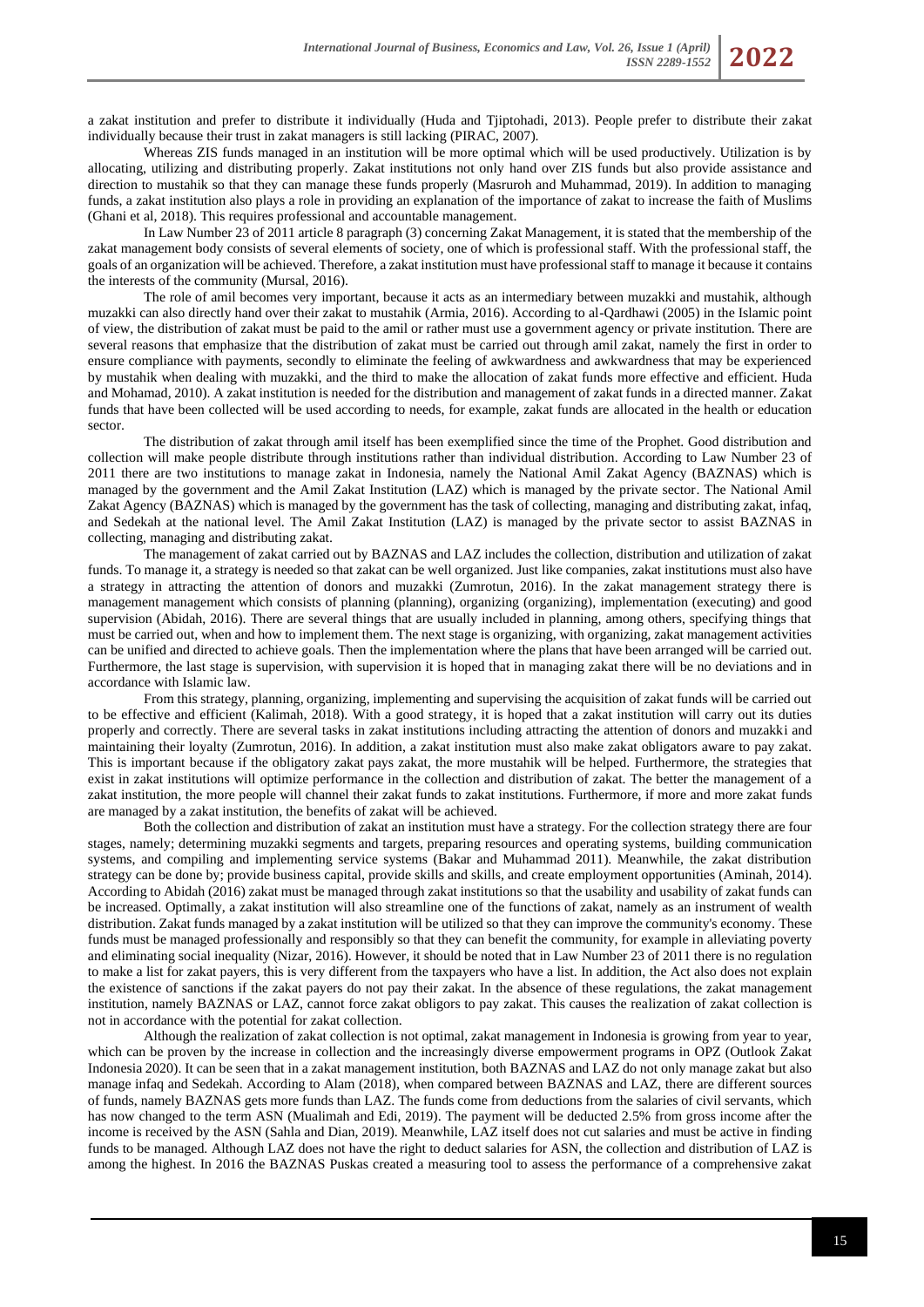a zakat institution and prefer to distribute it individually (Huda and Tjiptohadi, 2013). People prefer to distribute their zakat individually because their trust in zakat managers is still lacking (PIRAC, 2007).

Whereas ZIS funds managed in an institution will be more optimal which will be used productively. Utilization is by allocating, utilizing and distributing properly. Zakat institutions not only hand over ZIS funds but also provide assistance and direction to mustahik so that they can manage these funds properly (Masruroh and Muhammad, 2019). In addition to managing funds, a zakat institution also plays a role in providing an explanation of the importance of zakat to increase the faith of Muslims (Ghani et al, 2018). This requires professional and accountable management.

In Law Number 23 of 2011 article 8 paragraph (3) concerning Zakat Management, it is stated that the membership of the zakat management body consists of several elements of society, one of which is professional staff. With the professional staff, the goals of an organization will be achieved. Therefore, a zakat institution must have professional staff to manage it because it contains the interests of the community (Mursal, 2016).

The role of amil becomes very important, because it acts as an intermediary between muzakki and mustahik, although muzakki can also directly hand over their zakat to mustahik (Armia, 2016). According to al-Qardhawi (2005) in the Islamic point of view, the distribution of zakat must be paid to the amil or rather must use a government agency or private institution. There are several reasons that emphasize that the distribution of zakat must be carried out through amil zakat, namely the first in order to ensure compliance with payments, secondly to eliminate the feeling of awkwardness and awkwardness that may be experienced by mustahik when dealing with muzakki, and the third to make the allocation of zakat funds more effective and efficient. Huda and Mohamad, 2010). A zakat institution is needed for the distribution and management of zakat funds in a directed manner. Zakat funds that have been collected will be used according to needs, for example, zakat funds are allocated in the health or education sector.

The distribution of zakat through amil itself has been exemplified since the time of the Prophet. Good distribution and collection will make people distribute through institutions rather than individual distribution. According to Law Number 23 of 2011 there are two institutions to manage zakat in Indonesia, namely the National Amil Zakat Agency (BAZNAS) which is managed by the government and the Amil Zakat Institution (LAZ) which is managed by the private sector. The National Amil Zakat Agency (BAZNAS) which is managed by the government has the task of collecting, managing and distributing zakat, infaq, and Sedekah at the national level. The Amil Zakat Institution (LAZ) is managed by the private sector to assist BAZNAS in collecting, managing and distributing zakat.

The management of zakat carried out by BAZNAS and LAZ includes the collection, distribution and utilization of zakat funds. To manage it, a strategy is needed so that zakat can be well organized. Just like companies, zakat institutions must also have a strategy in attracting the attention of donors and muzakki (Zumrotun, 2016). In the zakat management strategy there is management management which consists of planning (planning), organizing (organizing), implementation (executing) and good supervision (Abidah, 2016). There are several things that are usually included in planning, among others, specifying things that must be carried out, when and how to implement them. The next stage is organizing, with organizing, zakat management activities can be unified and directed to achieve goals. Then the implementation where the plans that have been arranged will be carried out. Furthermore, the last stage is supervision, with supervision it is hoped that in managing zakat there will be no deviations and in accordance with Islamic law.

From this strategy, planning, organizing, implementing and supervising the acquisition of zakat funds will be carried out to be effective and efficient (Kalimah, 2018). With a good strategy, it is hoped that a zakat institution will carry out its duties properly and correctly. There are several tasks in zakat institutions including attracting the attention of donors and muzakki and maintaining their loyalty (Zumrotun, 2016). In addition, a zakat institution must also make zakat obligators aware to pay zakat. This is important because if the obligatory zakat pays zakat, the more mustahik will be helped. Furthermore, the strategies that exist in zakat institutions will optimize performance in the collection and distribution of zakat. The better the management of a zakat institution, the more people will channel their zakat funds to zakat institutions. Furthermore, if more and more zakat funds are managed by a zakat institution, the benefits of zakat will be achieved.

Both the collection and distribution of zakat an institution must have a strategy. For the collection strategy there are four stages, namely; determining muzakki segments and targets, preparing resources and operating systems, building communication systems, and compiling and implementing service systems (Bakar and Muhammad 2011). Meanwhile, the zakat distribution strategy can be done by; provide business capital, provide skills and skills, and create employment opportunities (Aminah, 2014). According to Abidah (2016) zakat must be managed through zakat institutions so that the usability and usability of zakat funds can be increased. Optimally, a zakat institution will also streamline one of the functions of zakat, namely as an instrument of wealth distribution. Zakat funds managed by a zakat institution will be utilized so that they can improve the community's economy. These funds must be managed professionally and responsibly so that they can benefit the community, for example in alleviating poverty and eliminating social inequality (Nizar, 2016). However, it should be noted that in Law Number 23 of 2011 there is no regulation to make a list for zakat payers, this is very different from the taxpayers who have a list. In addition, the Act also does not explain the existence of sanctions if the zakat payers do not pay their zakat. In the absence of these regulations, the zakat management institution, namely BAZNAS or LAZ, cannot force zakat obligors to pay zakat. This causes the realization of zakat collection is not in accordance with the potential for zakat collection.

Although the realization of zakat collection is not optimal, zakat management in Indonesia is growing from year to year, which can be proven by the increase in collection and the increasingly diverse empowerment programs in OPZ (Outlook Zakat Indonesia 2020). It can be seen that in a zakat management institution, both BAZNAS and LAZ do not only manage zakat but also manage infaq and Sedekah. According to Alam (2018), when compared between BAZNAS and LAZ, there are different sources of funds, namely BAZNAS gets more funds than LAZ. The funds come from deductions from the salaries of civil servants, which has now changed to the term ASN (Mualimah and Edi, 2019). The payment will be deducted 2.5% from gross income after the income is received by the ASN (Sahla and Dian, 2019). Meanwhile, LAZ itself does not cut salaries and must be active in finding funds to be managed. Although LAZ does not have the right to deduct salaries for ASN, the collection and distribution of LAZ is among the highest. In 2016 the BAZNAS Puskas created a measuring tool to assess the performance of a comprehensive zakat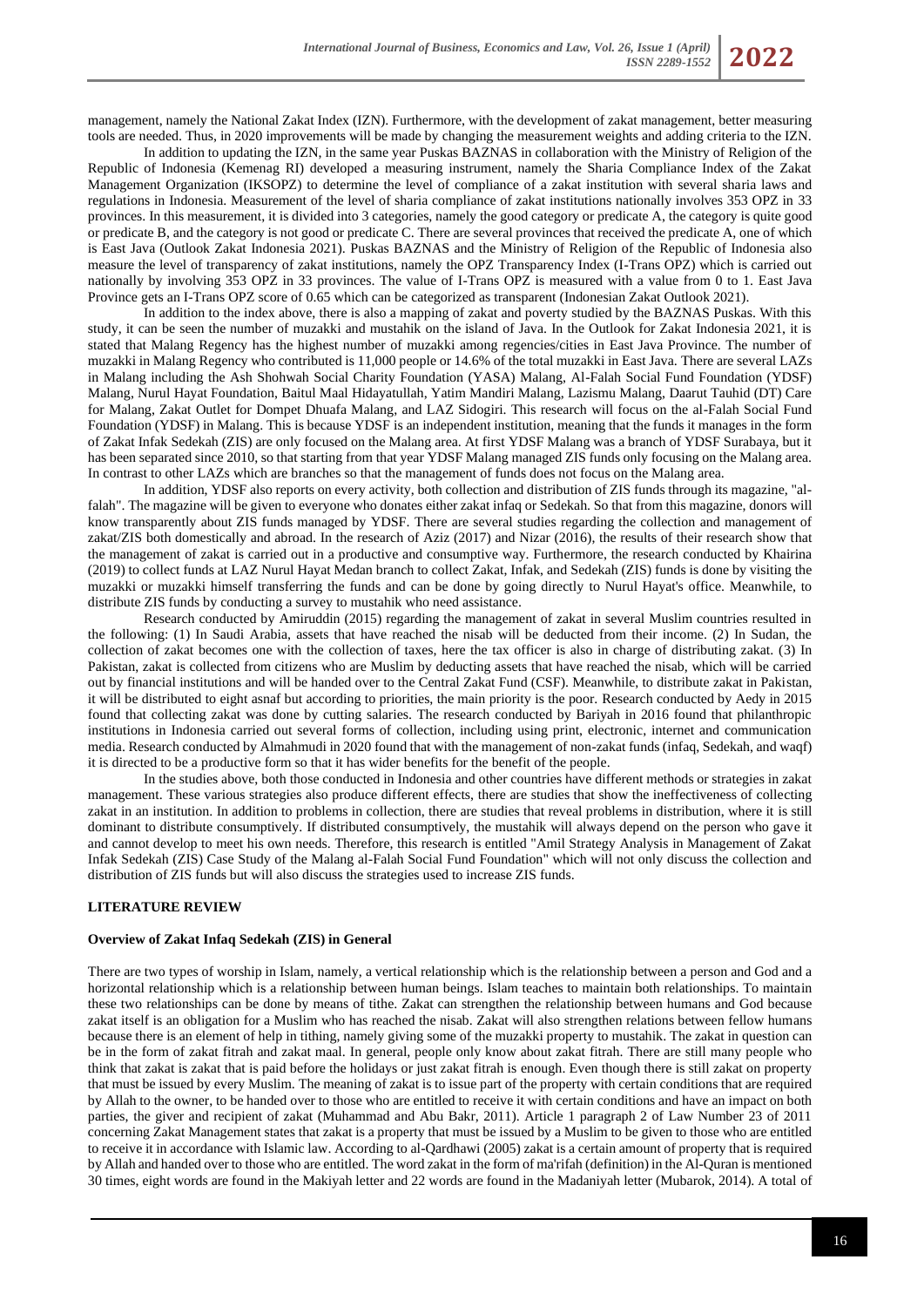management, namely the National Zakat Index (IZN). Furthermore, with the development of zakat management, better measuring tools are needed. Thus, in 2020 improvements will be made by changing the measurement weights and adding criteria to the IZN.

In addition to updating the IZN, in the same year Puskas BAZNAS in collaboration with the Ministry of Religion of the Republic of Indonesia (Kemenag RI) developed a measuring instrument, namely the Sharia Compliance Index of the Zakat Management Organization (IKSOPZ) to determine the level of compliance of a zakat institution with several sharia laws and regulations in Indonesia. Measurement of the level of sharia compliance of zakat institutions nationally involves 353 OPZ in 33 provinces. In this measurement, it is divided into 3 categories, namely the good category or predicate A, the category is quite good or predicate B, and the category is not good or predicate C. There are several provinces that received the predicate A, one of which is East Java (Outlook Zakat Indonesia 2021). Puskas BAZNAS and the Ministry of Religion of the Republic of Indonesia also measure the level of transparency of zakat institutions, namely the OPZ Transparency Index (I-Trans OPZ) which is carried out nationally by involving 353 OPZ in 33 provinces. The value of I-Trans OPZ is measured with a value from 0 to 1. East Java Province gets an I-Trans OPZ score of 0.65 which can be categorized as transparent (Indonesian Zakat Outlook 2021).

In addition to the index above, there is also a mapping of zakat and poverty studied by the BAZNAS Puskas. With this study, it can be seen the number of muzakki and mustahik on the island of Java. In the Outlook for Zakat Indonesia 2021, it is stated that Malang Regency has the highest number of muzakki among regencies/cities in East Java Province. The number of muzakki in Malang Regency who contributed is 11,000 people or 14.6% of the total muzakki in East Java. There are several LAZs in Malang including the Ash Shohwah Social Charity Foundation (YASA) Malang, Al-Falah Social Fund Foundation (YDSF) Malang, Nurul Hayat Foundation, Baitul Maal Hidayatullah, Yatim Mandiri Malang, Lazismu Malang, Daarut Tauhid (DT) Care for Malang, Zakat Outlet for Dompet Dhuafa Malang, and LAZ Sidogiri. This research will focus on the al-Falah Social Fund Foundation (YDSF) in Malang. This is because YDSF is an independent institution, meaning that the funds it manages in the form of Zakat Infak Sedekah (ZIS) are only focused on the Malang area. At first YDSF Malang was a branch of YDSF Surabaya, but it has been separated since 2010, so that starting from that year YDSF Malang managed ZIS funds only focusing on the Malang area. In contrast to other LAZs which are branches so that the management of funds does not focus on the Malang area.

In addition, YDSF also reports on every activity, both collection and distribution of ZIS funds through its magazine, "al-falah". The magazine will be given to everyone who donates either zakat infaq or Sedekah. So that from this magazine, donors will know transparently about ZIS funds managed by YDSF. There are several studies regarding the collection and management of zakat/ZIS both domestically and abroad. In the research of Aziz (2017) and Nizar (2016), the results of their research show that the management of zakat is carried out in a productive and consumptive way. Furthermore, the research conducted by Khairina (2019) to collect funds at LAZ Nurul Hayat Medan branch to collect Zakat, Infak, and Sedekah (ZIS) funds is done by visiting the muzakki or muzakki himself transferring the funds and can be done by going directly to Nurul Hayat's office. Meanwhile, to distribute ZIS funds by conducting a survey to mustahik who need assistance.

Research conducted by Amiruddin (2015) regarding the management of zakat in several Muslim countries resulted in the following: (1) In Saudi Arabia, assets that have reached the nisab will be deducted from their income. (2) In Sudan, the collection of zakat becomes one with the collection of taxes, here the tax officer is also in charge of distributing zakat. (3) In Pakistan, zakat is collected from citizens who are Muslim by deducting assets that have reached the nisab, which will be carried out by financial institutions and will be handed over to the Central Zakat Fund (CSF). Meanwhile, to distribute zakat in Pakistan, it will be distributed to eight asnaf but according to priorities, the main priority is the poor. Research conducted by Aedy in 2015 found that collecting zakat was done by cutting salaries. The research conducted by Bariyah in 2016 found that philanthropic institutions in Indonesia carried out several forms of collection, including using print, electronic, internet and communication media. Research conducted by Almahmudi in 2020 found that with the management of non-zakat funds (infaq, Sedekah, and waqf) it is directed to be a productive form so that it has wider benefits for the benefit of the people.

In the studies above, both those conducted in Indonesia and other countries have different methods or strategies in zakat management. These various strategies also produce different effects, there are studies that show the ineffectiveness of collecting zakat in an institution. In addition to problems in collection, there are studies that reveal problems in distribution, where it is still dominant to distribute consumptively. If distributed consumptively, the mustahik will always depend on the person who gave it and cannot develop to meet his own needs. Therefore, this research is entitled "Amil Strategy Analysis in Management of Zakat Infak Sedekah (ZIS) Case Study of the Malang al-Falah Social Fund Foundation" which will not only discuss the collection and distribution of ZIS funds but will also discuss the strategies used to increase ZIS funds.

## LITERATURE REVIEW

### Overview of Zakat Infaq Sedekah (ZIS) in General

There are two types of worship in Islam, namely, a vertical relationship which is the relationship between a person and God and a horizontal relationship which is a relationship between human beings. Islam teaches to maintain both relationships. To maintain these two relationships can be done by means of tithe. Zakat can strengthen the relationship between humans and God because zakat itself is an obligation for a Muslim who has reached the nisab. Zakat will also strengthen relations between fellow humans because there is an element of help in tithing, namely giving some of the muzakki property to mustahik. The zakat in question can be in the form of zakat fitrah and zakat maal. In general, people only know about zakat fitrah. There are still many people who think that zakat is zakat that is paid before the holidays or just zakat fitrah is enough. Even though there is still zakat on property that must be issued by every Muslim. The meaning of zakat is to issue part of the property with certain conditions that are required by Allah to the owner, to be handed over to those who are entitled to receive it with certain conditions and have an impact on both parties, the giver and recipient of zakat (Muhammad and Abu Bakr, 2011). Article 1 paragraph 2 of Law Number 23 of 2011 concerning Zakat Management states that zakat is a property that must be issued by a Muslim to be given to those who are entitled to receive it in accordance with Islamic law. According to al-Qardhawi (2005) zakat is a certain amount of property that is required by Allah and handed over to those who are entitled. The word zakat in the form of ma'rifah (definition) in the Al-Quran is mentioned 30 times, eight words are found in the Makiyah letter and 22 words are found in the Madaniyah letter (Mubarok, 2014). A total of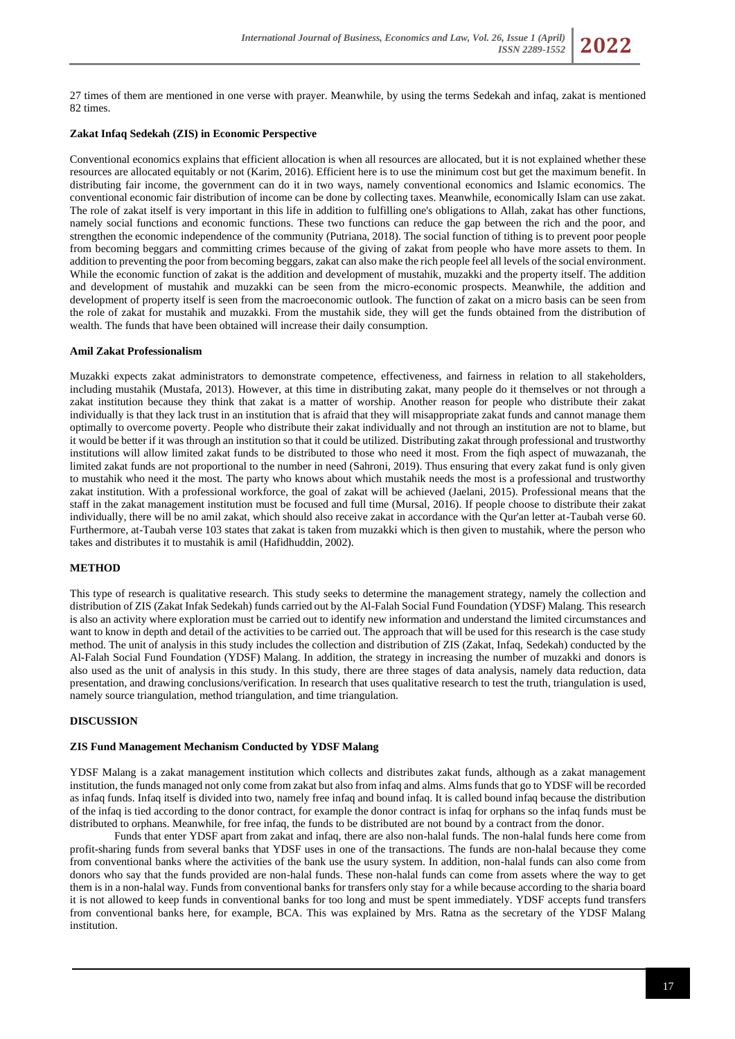27 times of them are mentioned in one verse with prayer. Meanwhile, by using the terms Sedekah and infaq, zakat is mentioned 82 times.

### Zakat Infaq Sedekah (ZIS) in Economic Perspective

Conventional economics explains that efficient allocation is when all resources are allocated, but it is not explained whether these resources are allocated equitably or not (Karim, 2016). Efficient here is to use the minimum cost but get the maximum benefit. In distributing fair income, the government can do it in two ways, namely conventional economics and Islamic economics. The conventional economic fair distribution of income can be done by collecting taxes. Meanwhile, economically Islam can use zakat. The role of zakat itself is very important in this life in addition to fulfilling one's obligations to Allah, zakat has other functions, namely social functions and economic functions. These two functions can reduce the gap between the rich and the poor, and strengthen the economic independence of the community (Putriana, 2018). The social function of tithing is to prevent poor people from becoming beggars and committing crimes because of the giving of zakat from people who have more assets to them. In addition to preventing the poor from becoming beggars, zakat can also make the rich people feel all levels of the social environment. While the economic function of zakat is the addition and development of mustahik, muzakki and the property itself. The addition and development of mustahik and muzakki can be seen from the micro-economic prospects. Meanwhile, the addition and development of property itself is seen from the macroeconomic outlook. The function of zakat on a micro basis can be seen from the role of zakat for mustahik and muzakki. From the mustahik side, they will get the funds obtained from the distribution of wealth. The funds that have been obtained will increase their daily consumption.

### Amil Zakat Professionalism

Muzakki expects zakat administrators to demonstrate competence, effectiveness, and fairness in relation to all stakeholders, including mustahik (Mustafa, 2013). However, at this time in distributing zakat, many people do it themselves or not through a zakat institution because they think that zakat is a matter of worship. Another reason for people who distribute their zakat individually is that they lack trust in an institution that is afraid that they will misappropriate zakat funds and cannot manage them optimally to overcome poverty. People who distribute their zakat individually and not through an institution are not to blame, but it would be better if it was through an institution so that it could be utilized. Distributing zakat through professional and trustworthy institutions will allow limited zakat funds to be distributed to those who need it most. From the fiqh aspect of muwazanah, the limited zakat funds are not proportional to the number in need (Sahroni, 2019). Thus ensuring that every zakat fund is only given to mustahik who need it the most. The party who knows about which mustahik needs the most is a professional and trustworthy zakat institution. With a professional workforce, the goal of zakat will be achieved (Jaelani, 2015). Professional means that the staff in the zakat management institution must be focused and full time (Mursal, 2016). If people choose to distribute their zakat individually, there will be no amil zakat, which should also receive zakat in accordance with the Qur'an letter at-Taubah verse 60. Furthermore, at-Taubah verse 103 states that zakat is taken from muzakki which is then given to mustahik, where the person who takes and distributes it to mustahik is amil (Hafidhuddin, 2002).

## METHOD

This type of research is qualitative research. This study seeks to determine the management strategy, namely the collection and distribution of ZIS (Zakat Infak Sedekah) funds carried out by the Al-Falah Social Fund Foundation (YDSF) Malang. This research is also an activity where exploration must be carried out to identify new information and understand the limited circumstances and want to know in depth and detail of the activities to be carried out. The approach that will be used for this research is the case study method. The unit of analysis in this study includes the collection and distribution of ZIS (Zakat, Infaq, Sedekah) conducted by the Al-Falah Social Fund Foundation (YDSF) Malang. In addition, the strategy in increasing the number of muzakki and donors is also used as the unit of analysis in this study. In this study, there are three stages of data analysis, namely data reduction, data presentation, and drawing conclusions/verification. In research that uses qualitative research to test the truth, triangulation is used, namely source triangulation, method triangulation, and time triangulation.

## DISCUSSION

### ZIS Fund Management Mechanism Conducted by YDSF Malang

YDSF Malang is a zakat management institution which collects and distributes zakat funds, although as a zakat management institution, the funds managed not only come from zakat but also from infaq and alms. Alms funds that go to YDSF will be recorded as infaq funds. Infaq itself is divided into two, namely free infaq and bound infaq. It is called bound infaq because the distribution of the infaq is tied according to the donor contract, for example the donor contract is infaq for orphans so the infaq funds must be distributed to orphans. Meanwhile, for free infaq, the funds to be distributed are not bound by a contract from the donor.

Funds that enter YDSF apart from zakat and infaq, there are also non-halal funds. The non-halal funds here come from profit-sharing funds from several banks that YDSF uses in one of the transactions. The funds are non-halal because they come from conventional banks where the activities of the bank use the usury system. In addition, non-halal funds can also come from donors who say that the funds provided are non-halal funds. These non-halal funds can come from assets where the way to get them is in a non-halal way. Funds from conventional banks for transfers only stay for a while because according to the sharia board it is not allowed to keep funds in conventional banks for too long and must be spent immediately. YDSF accepts fund transfers from conventional banks here, for example, BCA. This was explained by Mrs. Ratna as the secretary of the YDSF Malang institution.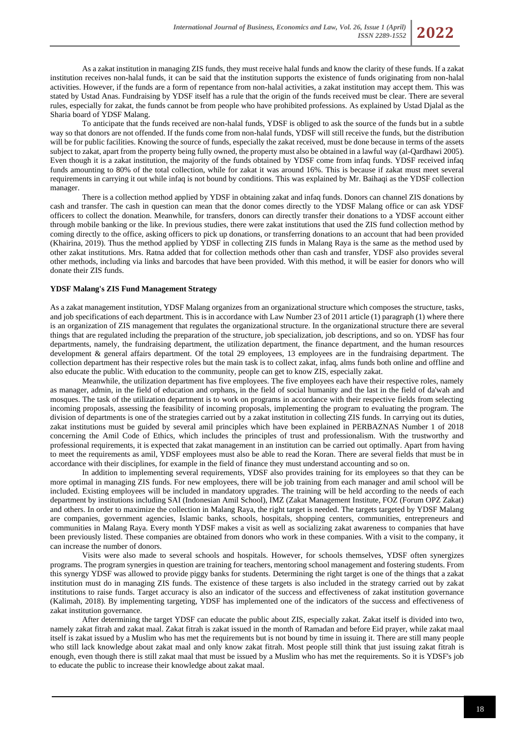As a zakat institution in managing ZIS funds, they must receive halal funds and know the clarity of these funds. If a zakat institution receives non-halal funds, it can be said that the institution supports the existence of funds originating from non-halal activities. However, if the funds are a form of repentance from non-halal activities, a zakat institution may accept them. This was stated by Ustad Anas. Fundraising by YDSF itself has a rule that the origin of the funds received must be clear. There are several rules, especially for zakat, the funds cannot be from people who have prohibited professions. As explained by Ustad Djalal as the Sharia board of YDSF Malang.

To anticipate that the funds received are non-halal funds, YDSF is obliged to ask the source of the funds but in a subtle way so that donors are not offended. If the funds come from non-halal funds, YDSF will still receive the funds, but the distribution will be for public facilities. Knowing the source of funds, especially the zakat received, must be done because in terms of the assets subject to zakat, apart from the property being fully owned, the property must also be obtained in a lawful way (al-Qardhawi 2005). Even though it is a zakat institution, the majority of the funds obtained by YDSF come from infaq funds. YDSF received infaq funds amounting to 80% of the total collection, while for zakat it was around 16%. This is because if zakat must meet several requirements in carrying it out while infaq is not bound by conditions. This was explained by Mr. Baihaqi as the YDSF collection manager.

There is a collection method applied by YDSF in obtaining zakat and infaq funds. Donors can channel ZIS donations by cash and transfer. The cash in question can mean that the donor comes directly to the YDSF Malang office or can ask YDSF officers to collect the donation. Meanwhile, for transfers, donors can directly transfer their donations to a YDSF account either through mobile banking or the like. In previous studies, there were zakat institutions that used the ZIS fund collection method by coming directly to the office, asking officers to pick up donations, or transferring donations to an account that had been provided (Khairina, 2019). Thus the method applied by YDSF in collecting ZIS funds in Malang Raya is the same as the method used by other zakat institutions. Mrs. Ratna added that for collection methods other than cash and transfer, YDSF also provides several other methods, including via links and barcodes that have been provided. With this method, it will be easier for donors who will donate their ZIS funds.

**YDSF Malang's ZIS Fund Management Strategy**

As a zakat management institution, YDSF Malang organizes from an organizational structure which composes the structure, tasks, and job specifications of each department. This is in accordance with Law Number 23 of 2011 article (1) paragraph (1) where there is an organization of ZIS management that regulates the organizational structure. In the organizational structure there are several things that are regulated including the preparation of the structure, job specialization, job descriptions, and so on. YDSF has four departments, namely, the fundraising department, the utilization department, the finance department, and the human resources development & general affairs department. Of the total 29 employees, 13 employees are in the fundraising department. The collection department has their respective roles but the main task is to collect zakat, infaq, alms funds both online and offline and also educate the public. With education to the community, people can get to know ZIS, especially zakat.

Meanwhile, the utilization department has five employees. The five employees each have their respective roles, namely as manager, admin, in the field of education and orphans, in the field of social humanity and the last in the field of da'wah and mosques. The task of the utilization department is to work on programs in accordance with their respective fields from selecting incoming proposals, assessing the feasibility of incoming proposals, implementing the program to evaluating the program. The division of departments is one of the strategies carried out by a zakat institution in collecting ZIS funds. In carrying out its duties, zakat institutions must be guided by several amil principles which have been explained in PERBAZNAS Number 1 of 2018 concerning the Amil Code of Ethics, which includes the principles of trust and professionalism. With the trustworthy and professional requirements, it is expected that zakat management in an institution can be carried out optimally. Apart from having to meet the requirements as amil, YDSF employees must also be able to read the Koran. There are several fields that must be in accordance with their disciplines, for example in the field of finance they must understand accounting and so on.

In addition to implementing several requirements, YDSF also provides training for its employees so that they can be more optimal in managing ZIS funds. For new employees, there will be job training from each manager and amil school will be included. Existing employees will be included in mandatory upgrades. The training will be held according to the needs of each department by institutions including SAI (Indonesian Amil School), IMZ (Zakat Management Institute, FOZ (Forum OPZ Zakat) and others. In order to maximize the collection in Malang Raya, the right target is needed. The targets targeted by YDSF Malang are companies, government agencies, Islamic banks, schools, hospitals, shopping centers, communities, entrepreneurs and communities in Malang Raya. Every month YDSF makes a visit as well as socializing zakat awareness to companies that have been previously listed. These companies are obtained from donors who work in these companies. With a visit to the company, it can increase the number of donors.

Visits were also made to several schools and hospitals. However, for schools themselves, YDSF often synergizes programs. The program synergies in question are training for teachers, mentoring school management and fostering students. From this synergy YDSF was allowed to provide piggy banks for students. Determining the right target is one of the things that a zakat institution must do in managing ZIS funds. The existence of these targets is also included in the strategy carried out by zakat institutions to raise funds. Target accuracy is also an indicator of the success and effectiveness of zakat institution governance (Kalimah, 2018). By implementing targeting, YDSF has implemented one of the indicators of the success and effectiveness of zakat institution governance.

After determining the target YDSF can educate the public about ZIS, especially zakat. Zakat itself is divided into two, namely zakat fitrah and zakat maal. Zakat fitrah is zakat issued in the month of Ramadan and before Eid prayer, while zakat maal itself is zakat issued by a Muslim who has met the requirements but is not bound by time in issuing it. There are still many people who still lack knowledge about zakat maal and only know zakat fitrah. Most people still think that just issuing zakat fitrah is enough, even though there is still zakat maal that must be issued by a Muslim who has met the requirements. So it is YDSF's job to educate the public to increase their knowledge about zakat maal.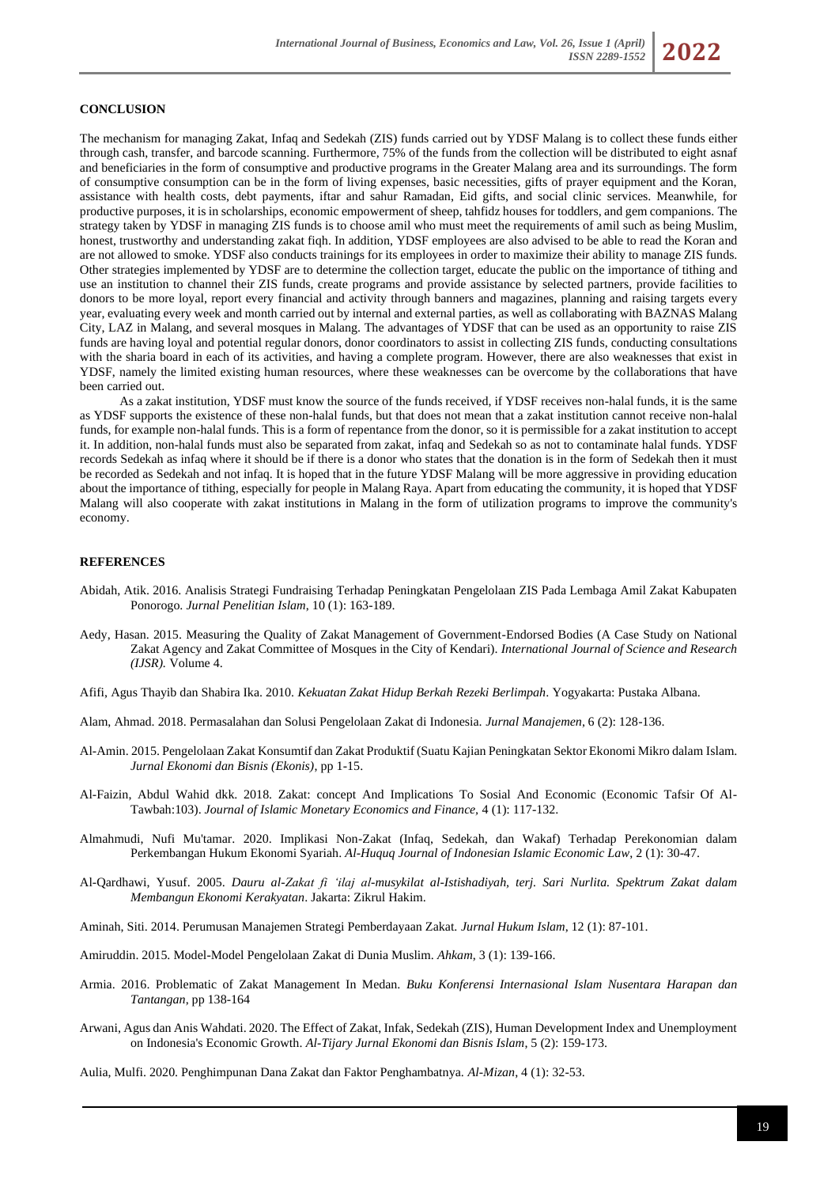## CONCLUSION

The mechanism for managing Zakat, Infaq and Sedekah (ZIS) funds carried out by YDSF Malang is to collect these funds either through cash, transfer, and barcode scanning. Furthermore, 75% of the funds from the collection will be distributed to eight asnaf and beneficiaries in the form of consumptive and productive programs in the Greater Malang area and its surroundings. The form of consumptive consumption can be in the form of living expenses, basic necessities, gifts of prayer equipment and the Koran, assistance with health costs, debt payments, iftar and sahur Ramadan, Eid gifts, and social clinic services. Meanwhile, for productive purposes, it is in scholarships, economic empowerment of sheep, tahfidz houses for toddlers, and gem companions. The strategy taken by YDSF in managing ZIS funds is to choose amil who must meet the requirements of amil such as being Muslim, honest, trustworthy and understanding zakat fiqh. In addition, YDSF employees are also advised to be able to read the Koran and are not allowed to smoke. YDSF also conducts trainings for its employees in order to maximize their ability to manage ZIS funds. Other strategies implemented by YDSF are to determine the collection target, educate the public on the importance of tithing and use an institution to channel their ZIS funds, create programs and provide assistance by selected partners, provide facilities to donors to be more loyal, report every financial and activity through banners and magazines, planning and raising targets every year, evaluating every week and month carried out by internal and external parties, as well as collaborating with BAZNAS Malang City, LAZ in Malang, and several mosques in Malang. The advantages of YDSF that can be used as an opportunity to raise ZIS funds are having loyal and potential regular donors, donor coordinators to assist in collecting ZIS funds, conducting consultations with the sharia board in each of its activities, and having a complete program. However, there are also weaknesses that exist in YDSF, namely the limited existing human resources, where these weaknesses can be overcome by the collaborations that have been carried out.

As a zakat institution, YDSF must know the source of the funds received, if YDSF receives non-halal funds, it is the same as YDSF supports the existence of these non-halal funds, but that does not mean that a zakat institution cannot receive non-halal funds, for example non-halal funds. This is a form of repentance from the donor, so it is permissible for a zakat institution to accept it. In addition, non-halal funds must also be separated from zakat, infaq and Sedekah so as not to contaminate halal funds. YDSF records Sedekah as infaq where it should be if there is a donor who states that the donation is in the form of Sedekah then it must be recorded as Sedekah and not infaq. It is hoped that in the future YDSF Malang will be more aggressive in providing education about the importance of tithing, especially for people in Malang Raya. Apart from educating the community, it is hoped that YDSF Malang will also cooperate with zakat institutions in Malang in the form of utilization programs to improve the community's economy.

## REFERENCES

Abidah, Atik. 2016. Analisis Strategi Fundraising Terhadap Peningkatan Pengelolaan ZIS Pada Lembaga Amil Zakat Kabupaten Ponorogo. *Jurnal Penelitian Islam*, 10 (1): 163-189.

Aedy, Hasan. 2015. Measuring the Quality of Zakat Management of Government-Endorsed Bodies (A Case Study on National Zakat Agency and Zakat Committee of Mosques in the City of Kendari). *International Journal of Science and Research (IJSR).* Volume 4.

Afifi, Agus Thayib dan Shabira Ika. 2010. *Kekuatan Zakat Hidup Berkah Rezeki Berlimpah*. Yogyakarta: Pustaka Albana.

Alam, Ahmad. 2018. Permasalahan dan Solusi Pengelolaan Zakat di Indonesia. *Jurnal Manajemen*, 6 (2): 128-136.

Al-Amin. 2015. Pengelolaan Zakat Konsumtif dan Zakat Produktif (Suatu Kajian Peningkatan Sektor Ekonomi Mikro dalam Islam. *Jurnal Ekonomi dan Bisnis (Ekonis)*, pp 1-15.

Al-Faizin, Abdul Wahid dkk. 2018. Zakat: concept And Implications To Sosial And Economic (Economic Tafsir Of Al-Tawbah:103). *Journal of Islamic Monetary Economics and Finance*, 4 (1): 117-132.

Almahmudi, Nufi Mu'tamar. 2020. Implikasi Non-Zakat (Infaq, Sedekah, dan Wakaf) Terhadap Perekonomian dalam Perkembangan Hukum Ekonomi Syariah. *Al-Huquq Journal of Indonesian Islamic Economic Law*, 2 (1): 30-47.

Al-Qardhawi, Yusuf. 2005. *Dauru al-Zakat fi 'ilaj al-musykilat al-Istishadiyah, terj. Sari Nurlita. Spektrum Zakat dalam Membangun Ekonomi Kerakyatan*. Jakarta: Zikrul Hakim.

Aminah, Siti. 2014. Perumusan Manajemen Strategi Pemberdayaan Zakat. *Jurnal Hukum Islam*, 12 (1): 87-101.

Amiruddin. 2015. Model-Model Pengelolaan Zakat di Dunia Muslim. *Ahkam*, 3 (1): 139-166.

Armia. 2016. Problematic of Zakat Management In Medan. *Buku Konferensi Internasional Islam Nusentara Harapan dan Tantangan*, pp 138-164

Arwani, Agus dan Anis Wahdati. 2020. The Effect of Zakat, Infak, Sedekah (ZIS), Human Development Index and Unemployment on Indonesia's Economic Growth. *Al-Tijary Jurnal Ekonomi dan Bisnis Islam*, 5 (2): 159-173.

Aulia, Mulfi. 2020. Penghimpunan Dana Zakat dan Faktor Penghambatnya. *Al-Mizan*, 4 (1): 32-53.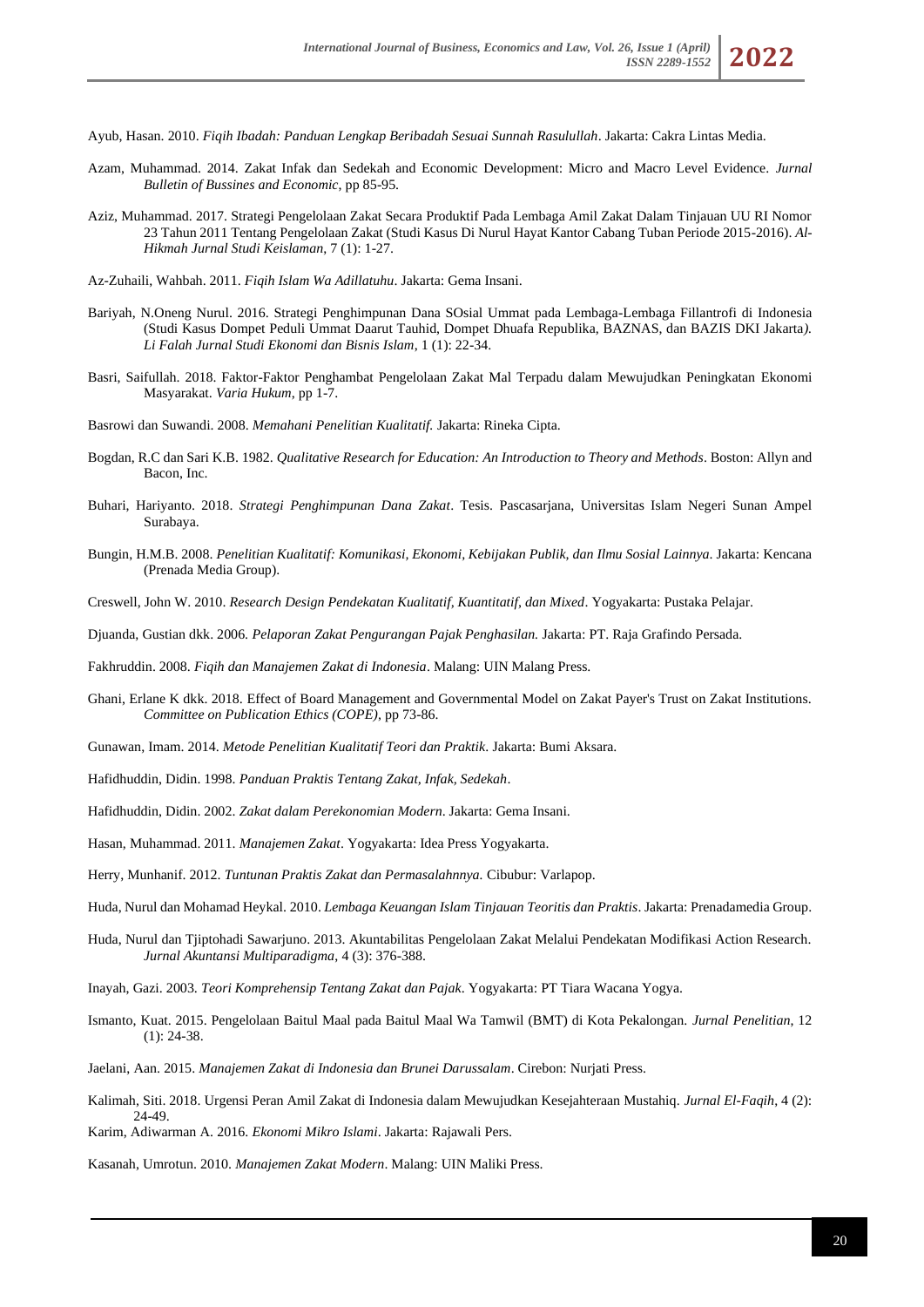Ayub, Hasan. 2010. *Fiqih Ibadah: Panduan Lengkap Beribadah Sesuai Sunnah Rasulullah*. Jakarta: Cakra Lintas Media.

Azam, Muhammad. 2014. Zakat Infak dan Sedekah and Economic Development: Micro and Macro Level Evidence. *Jurnal Bulletin of Bussines and Economic*, pp 85-95.

Aziz, Muhammad. 2017. Strategi Pengelolaan Zakat Secara Produktif Pada Lembaga Amil Zakat Dalam Tinjauan UU RI Nomor 23 Tahun 2011 Tentang Pengelolaan Zakat (Studi Kasus Di Nurul Hayat Kantor Cabang Tuban Periode 2015-2016). *Al-Hikmah Jurnal Studi Keislaman*, 7 (1): 1-27.

Az-Zuhaili, Wahbah. 2011. *Fiqih Islam Wa Adillatuhu*. Jakarta: Gema Insani.

Bariyah, N.Oneng Nurul. 2016. Strategi Penghimpunan Dana SOsial Ummat pada Lembaga-Lembaga Fillantrofi di Indonesia (Studi Kasus Dompet Peduli Ummat Daarut Tauhid, Dompet Dhuafa Republika, BAZNAS, dan BAZIS DKI Jakarta*). Li Falah Jurnal Studi Ekonomi dan Bisnis Islam*, 1 (1): 22-34.

Basri, Saifullah. 2018. Faktor-Faktor Penghambat Pengelolaan Zakat Mal Terpadu dalam Mewujudkan Peningkatan Ekonomi Masyarakat. *Varia Hukum*, pp 1-7.

Basrowi dan Suwandi. 2008. *Memahani Penelitian Kualitatif.* Jakarta: Rineka Cipta.

Bogdan, R.C dan Sari K.B. 1982. *Qualitative Research for Education: An Introduction to Theory and Methods*. Boston: Allyn and Bacon, Inc.

Buhari, Hariyanto. 2018. *Strategi Penghimpunan Dana Zakat*. Tesis. Pascasarjana, Universitas Islam Negeri Sunan Ampel Surabaya.

Bungin, H.M.B. 2008. *Penelitian Kualitatif: Komunikasi, Ekonomi, Kebijakan Publik, dan Ilmu Sosial Lainnya*. Jakarta: Kencana (Prenada Media Group).

Creswell, John W. 2010. *Research Design Pendekatan Kualitatif, Kuantitatif, dan Mixed*. Yogyakarta: Pustaka Pelajar.

Djuanda, Gustian dkk. 2006. *Pelaporan Zakat Pengurangan Pajak Penghasilan.* Jakarta: PT. Raja Grafindo Persada.

Fakhruddin. 2008. *Fiqih dan Manajemen Zakat di Indonesia*. Malang: UIN Malang Press.

Ghani, Erlane K dkk. 2018. Effect of Board Management and Governmental Model on Zakat Payer's Trust on Zakat Institutions. *Committee on Publication Ethics (COPE)*, pp 73-86.

Gunawan, Imam. 2014. *Metode Penelitian Kualitatif Teori dan Praktik*. Jakarta: Bumi Aksara.

Hafidhuddin, Didin. 1998. *Panduan Praktis Tentang Zakat, Infak, Sedekah*.

Hafidhuddin, Didin. 2002. *Zakat dalam Perekonomian Modern*. Jakarta: Gema Insani.

Hasan, Muhammad. 2011. *Manajemen Zakat*. Yogyakarta: Idea Press Yogyakarta.

Herry, Munhanif. 2012. *Tuntunan Praktis Zakat dan Permasalahnnya.* Cibubur: Varlapop.

Huda, Nurul dan Mohamad Heykal. 2010. *Lembaga Keuangan Islam Tinjauan Teoritis dan Praktis*. Jakarta: Prenadamedia Group.

Huda, Nurul dan Tjiptohadi Sawarjuno. 2013. Akuntabilitas Pengelolaan Zakat Melalui Pendekatan Modifikasi Action Research. *Jurnal Akuntansi Multiparadigma*, 4 (3): 376-388.

Inayah, Gazi. 2003. *Teori Komprehensip Tentang Zakat dan Pajak*. Yogyakarta: PT Tiara Wacana Yogya.

Ismanto, Kuat. 2015. Pengelolaan Baitul Maal pada Baitul Maal Wa Tamwil (BMT) di Kota Pekalongan. *Jurnal Penelitian*, 12 (1): 24-38.

Jaelani, Aan. 2015. *Manajemen Zakat di Indonesia dan Brunei Darussalam*. Cirebon: Nurjati Press.

Kalimah, Siti. 2018. Urgensi Peran Amil Zakat di Indonesia dalam Mewujudkan Kesejahteraan Mustahiq. *Jurnal El-Faqih*, 4 (2): 24-49.

Karim, Adiwarman A. 2016. *Ekonomi Mikro Islami*. Jakarta: Rajawali Pers.

Kasanah, Umrotun. 2010. *Manajemen Zakat Modern*. Malang: UIN Maliki Press.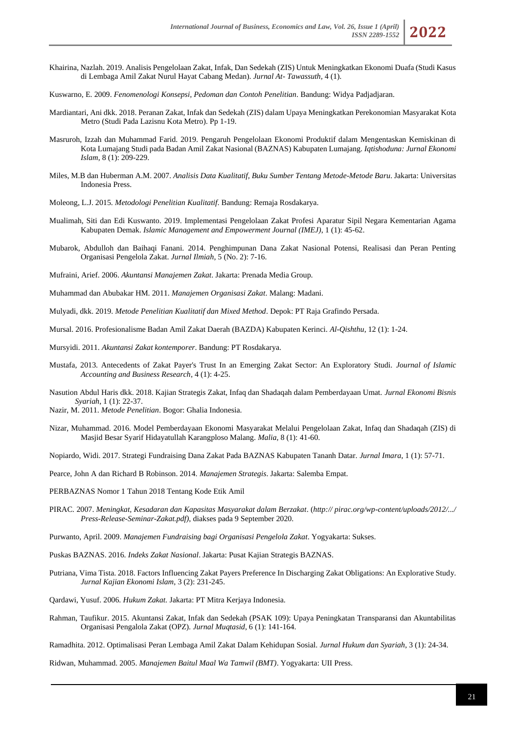Khairina, Nazlah. 2019. Analisis Pengelolaan Zakat, Infak, Dan Sedekah (ZIS) Untuk Meningkatkan Ekonomi Duafa (Studi Kasus di Lembaga Amil Zakat Nurul Hayat Cabang Medan). *Jurnal At- Tawassuth,* 4 (1).

Kuswarno, E. 2009. *Fenomenologi Konsepsi, Pedoman dan Contoh Penelitian*. Bandung: Widya Padjadjaran.

Mardiantari, Ani dkk. 2018. Peranan Zakat, Infak dan Sedekah (ZIS) dalam Upaya Meningkatkan Perekonomian Masyarakat Kota Metro (Studi Pada Lazisnu Kota Metro). Pp 1-19.

Masruroh, Izzah dan Muhammad Farid. 2019. Pengaruh Pengelolaan Ekonomi Produktif dalam Mengentaskan Kemiskinan di Kota Lumajang Studi pada Badan Amil Zakat Nasional (BAZNAS) Kabupaten Lumajang. *Iqtishoduna: Jurnal Ekonomi Islam*, 8 (1): 209-229.

Miles, M.B dan Huberman A.M. 2007. *Analisis Data Kualitatif, Buku Sumber Tentang Metode-Metode Baru*. Jakarta: Universitas Indonesia Press.

Moleong, L.J. 2015. *Metodologi Penelitian Kualitatif*. Bandung: Remaja Rosdakarya.

Mualimah, Siti dan Edi Kuswanto. 2019. Implementasi Pengelolaan Zakat Profesi Aparatur Sipil Negara Kementarian Agama Kabupaten Demak. *Islamic Management and Empowerment Journal (IMEJ)*, 1 (1): 45-62.

Mubarok, Abdulloh dan Baihaqi Fanani. 2014. Penghimpunan Dana Zakat Nasional Potensi, Realisasi dan Peran Penting Organisasi Pengelola Zakat. *Jurnal Ilmiah*, 5 (No. 2): 7-16.

Mufraini, Arief. 2006. *Akuntansi Manajemen Zakat*. Jakarta: Prenada Media Group.

Muhammad dan Abubakar HM. 2011. *Manajemen Organisasi Zakat*. Malang: Madani.

Mulyadi, dkk. 2019. *Metode Penelitian Kualitatif dan Mixed Method*. Depok: PT Raja Grafindo Persada.

Mursal. 2016. Profesionalisme Badan Amil Zakat Daerah (BAZDA) Kabupaten Kerinci. *Al-Qishthu*, 12 (1): 1-24.

Mursyidi. 2011. *Akuntansi Zakat kontemporer*. Bandung: PT Rosdakarya.

Mustafa, 2013. Antecedents of Zakat Payer's Trust In an Emerging Zakat Sector: An Exploratory Studi. *Journal of Islamic Accounting and Business Research*, 4 (1): 4-25.

Nasution Abdul Haris dkk. 2018. Kajian Strategis Zakat, Infaq dan Shadaqah dalam Pemberdayaan Umat. *Jurnal Ekonomi Bisnis Syariah*, 1 (1): 22-37.

Nazir, M. 2011. *Metode Penelitian*. Bogor: Ghalia Indonesia.

Nizar, Muhammad. 2016. Model Pemberdayaan Ekonomi Masyarakat Melalui Pengelolaan Zakat, Infaq dan Shadaqah (ZIS) di Masjid Besar Syarif Hidayatullah Karangploso Malang. *Malia,* 8 (1): 41-60.

Nopiardo, Widi. 2017. Strategi Fundraising Dana Zakat Pada BAZNAS Kabupaten Tananh Datar. *Jurnal Imara*, 1 (1): 57-71.

Pearce, John A dan Richard B Robinson. 2014. *Manajemen Strategis*. Jakarta: Salemba Empat.

PERBAZNAS Nomor 1 Tahun 2018 Tentang Kode Etik Amil

PIRAC. 2007. *Meningkat, Kesadaran dan Kapasitas Masyarakat dalam Berzakat*. (*http:// pirac.org/wp-content/uploads/2012/.../ Press-Release-Seminar-Zakat.pdf)*, diakses pada 9 September 2020.

Purwanto, April. 2009. *Manajemen Fundraising bagi Organisasi Pengelola Zakat*. Yogyakarta: Sukses.

Puskas BAZNAS. 2016. *Indeks Zakat Nasional*. Jakarta: Pusat Kajian Strategis BAZNAS.

Putriana, Vima Tista. 2018. Factors Influencing Zakat Payers Preference In Discharging Zakat Obligations: An Explorative Study. *Jurnal Kajian Ekonomi Islam*, 3 (2): 231-245.

Qardawi, Yusuf. 2006. *Hukum Zakat.* Jakarta: PT Mitra Kerjaya Indonesia.

Rahman, Taufikur. 2015. Akuntansi Zakat, Infak dan Sedekah (PSAK 109): Upaya Peningkatan Transparansi dan Akuntabilitas Organisasi Pengalola Zakat (OPZ). *Jurnal Muqtasid*, 6 (1): 141-164.

Ramadhita. 2012. Optimalisasi Peran Lembaga Amil Zakat Dalam Kehidupan Sosial. *Jurnal Hukum dan Syariah*, 3 (1): 24-34.

Ridwan, Muhammad. 2005. *Manajemen Baitul Maal Wa Tamwil (BMT)*. Yogyakarta: UII Press.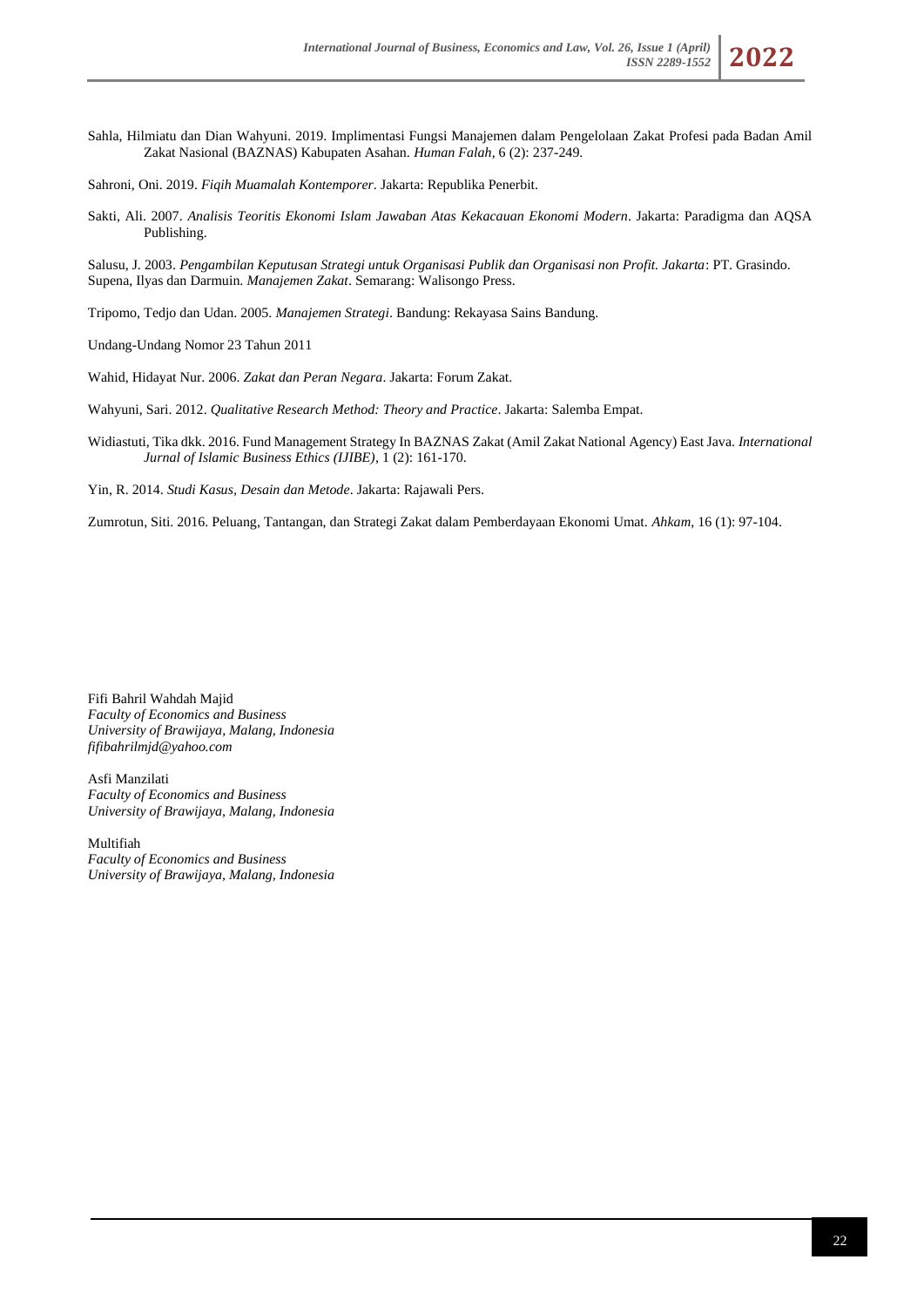Sahla, Hilmiatu dan Dian Wahyuni. 2019. Implimentasi Fungsi Manajemen dalam Pengelolaan Zakat Profesi pada Badan Amil Zakat Nasional (BAZNAS) Kabupaten Asahan. *Human Falah*, 6 (2): 237-249.

Sahroni, Oni. 2019. *Fiqih Muamalah Kontemporer*. Jakarta: Republika Penerbit.

Sakti, Ali. 2007. *Analisis Teoritis Ekonomi Islam Jawaban Atas Kekacauan Ekonomi Modern*. Jakarta: Paradigma dan AQSA Publishing.

Salusu, J. 2003. *Pengambilan Keputusan Strategi untuk Organisasi Publik dan Organisasi non Profit. Jakarta*: PT. Grasindo.
Supena, Ilyas dan Darmuin. *Manajemen Zakat*. Semarang: Walisongo Press.

Tripomo, Tedjo dan Udan. 2005. *Manajemen Strategi*. Bandung: Rekayasa Sains Bandung.

Undang-Undang Nomor 23 Tahun 2011

Wahid, Hidayat Nur. 2006. *Zakat dan Peran Negara*. Jakarta: Forum Zakat.

Wahyuni, Sari. 2012. *Qualitative Research Method: Theory and Practice*. Jakarta: Salemba Empat.

Widiastuti, Tika dkk. 2016. Fund Management Strategy In BAZNAS Zakat (Amil Zakat National Agency) East Java. *International Jurnal of Islamic Business Ethics (IJIBE)*, 1 (2): 161-170.

Yin, R. 2014. *Studi Kasus, Desain dan Metode*. Jakarta: Rajawali Pers.

Zumrotun, Siti. 2016. Peluang, Tantangan, dan Strategi Zakat dalam Pemberdayaan Ekonomi Umat. *Ahkam*, 16 (1): 97-104.

Fifi Bahril Wahdah Majid
*Faculty of Economics and Business*
*University of Brawijaya, Malang, Indonesia*
*fifibahrilmjd@yahoo.com*

Asfi Manzilati
*Faculty of Economics and Business*
*University of Brawijaya, Malang, Indonesia*

Multifiah
*Faculty of Economics and Business*
*University of Brawijaya, Malang, Indonesia*